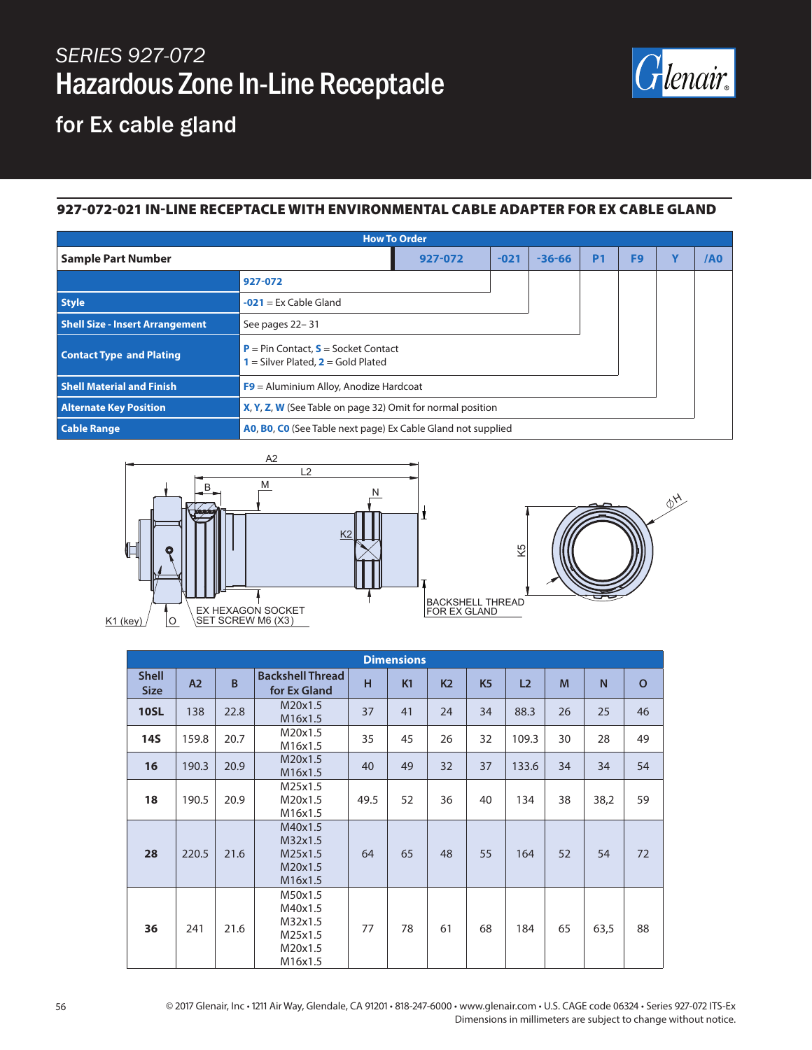# SERIES 927-072

# Hazardous Zone In-Line Receptacle

## for Ex cable gland

### 927-072-021 IN-LINE RECEPTACLE WITH ENVIRONMENTAL CABLE ADAPTER FOR EX CABLE GLAND

**How To Order**

| Sample Part Number | 927-072 | -021 | -36-66 | P1 | F9 | Y | /A0 |
|---|---|---|---|---|---|---|---|

| | |
|---|---|
| | **927-072** |
| **Style** | **-021** = Ex Cable Gland |
| **Shell Size - Insert Arrangement** | See pages 22– 31 |
| **Contact Type and Plating** | **P** = Pin Contact, **S** = Socket Contact<br>**1** = Silver Plated, **2** = Gold Plated |
| **Shell Material and Finish** | **F9** = Aluminium Alloy, Anodize Hardcoat |
| **Alternate Key Position** | **X**, **Y**, **Z**, **W** (See Table on page 32) Omit for normal position |
| **Cable Range** | **A0**, **B0**, **C0** (See Table next page) Ex Cable Gland not supplied |

A2, L2, B, M, N, K2, K5, ØH, K1 (key), O

EX HEXAGON SOCKET SET SCREW M6 (X3)

BACKSHELL THREAD FOR EX GLAND

**Dimensions**

| Shell Size | A2 | B | Backshell Thread for Ex Gland | H | K1 | K2 | K5 | L2 | M | N | O |
|---|---|---|---|---|---|---|---|---|---|---|---|
| **10SL** | 138 | 22.8 | M20x1.5<br>M16x1.5 | 37 | 41 | 24 | 34 | 88.3 | 26 | 25 | 46 |
| **14S** | 159.8 | 20.7 | M20x1.5<br>M16x1.5 | 35 | 45 | 26 | 32 | 109.3 | 30 | 28 | 49 |
| **16** | 190.3 | 20.9 | M20x1.5<br>M16x1.5 | 40 | 49 | 32 | 37 | 133.6 | 34 | 34 | 54 |
| **18** | 190.5 | 20.9 | M25x1.5<br>M20x1.5<br>M16x1.5 | 49.5 | 52 | 36 | 40 | 134 | 38 | 38,2 | 59 |
| **28** | 220.5 | 21.6 | M40x1.5<br>M32x1.5<br>M25x1.5<br>M20x1.5<br>M16x1.5 | 64 | 65 | 48 | 55 | 164 | 52 | 54 | 72 |
| **36** | 241 | 21.6 | M50x1.5<br>M40x1.5<br>M32x1.5<br>M25x1.5<br>M20x1.5<br>M16x1.5 | 77 | 78 | 61 | 68 | 184 | 65 | 63,5 | 88 |

© 2017 Glenair, Inc • 1211 Air Way, Glendale, CA 91201 • 818-247-6000 • www.glenair.com • U.S. CAGE code 06324 • Series 927-072 ITS-Ex
Dimensions in millimeters are subject to change without notice.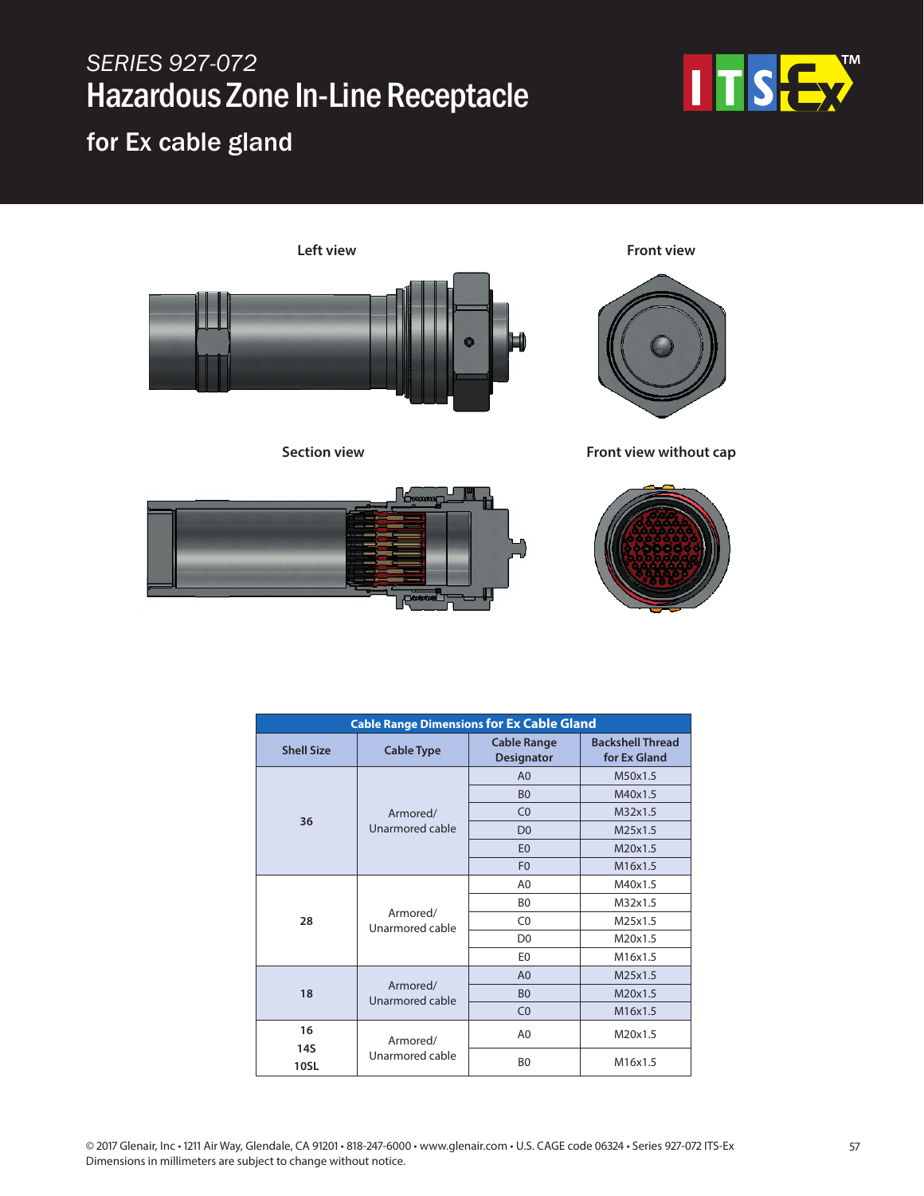*SERIES 927-072*

# Hazardous Zone In-Line Receptacle

## for Ex cable gland

Left view

Front view

Section view

Front view without cap

| Cable Range Dimensions for Ex Cable Gland | | | |
|---|---|---|---|
| **Shell Size** | **Cable Type** | **Cable Range Designator** | **Backshell Thread for Ex Gland** |
| **36** | Armored/ Unarmored cable | A0 | M50x1.5 |
| | | B0 | M40x1.5 |
| | | C0 | M32x1.5 |
| | | D0 | M25x1.5 |
| | | E0 | M20x1.5 |
| | | F0 | M16x1.5 |
| **28** | Armored/ Unarmored cable | A0 | M40x1.5 |
| | | B0 | M32x1.5 |
| | | C0 | M25x1.5 |
| | | D0 | M20x1.5 |
| | | E0 | M16x1.5 |
| **18** | Armored/ Unarmored cable | A0 | M25x1.5 |
| | | B0 | M20x1.5 |
| | | C0 | M16x1.5 |
| **16 14S 10SL** | Armored/ Unarmored cable | A0 | M20x1.5 |
| | | B0 | M16x1.5 |

© 2017 Glenair, Inc • 1211 Air Way, Glendale, CA 91201 • 818-247-6000 • www.glenair.com • U.S. CAGE code 06324 • Series 927-072 ITS-Ex
Dimensions in millimeters are subject to change without notice.